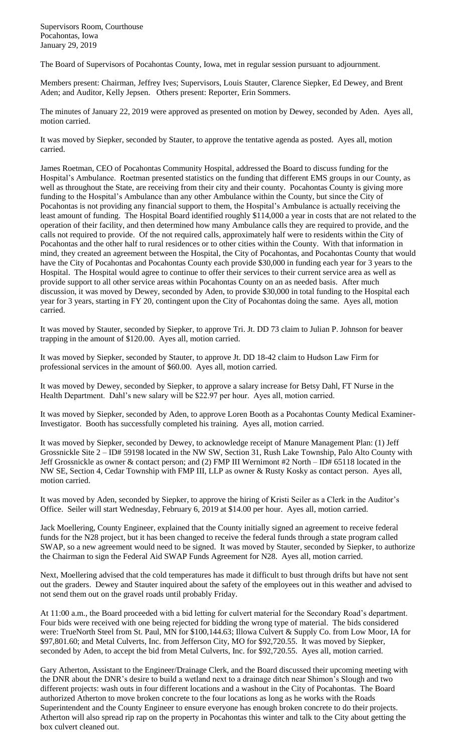Supervisors Room, Courthouse
Pocahontas, Iowa
January 29, 2019

The Board of Supervisors of Pocahontas County, Iowa, met in regular session pursuant to adjournment.

Members present: Chairman, Jeffrey Ives; Supervisors, Louis Stauter, Clarence Siepker, Ed Dewey, and Brent Aden; and Auditor, Kelly Jepsen. Others present: Reporter, Erin Sommers.

The minutes of January 22, 2019 were approved as presented on motion by Dewey, seconded by Aden. Ayes all, motion carried.

It was moved by Siepker, seconded by Stauter, to approve the tentative agenda as posted. Ayes all, motion carried.

James Roetman, CEO of Pocahontas Community Hospital, addressed the Board to discuss funding for the Hospital's Ambulance. Roetman presented statistics on the funding that different EMS groups in our County, as well as throughout the State, are receiving from their city and their county. Pocahontas County is giving more funding to the Hospital's Ambulance than any other Ambulance within the County, but since the City of Pocahontas is not providing any financial support to them, the Hospital's Ambulance is actually receiving the least amount of funding. The Hospital Board identified roughly $114,000 a year in costs that are not related to the operation of their facility, and then determined how many Ambulance calls they are required to provide, and the calls not required to provide. Of the not required calls, approximately half were to residents within the City of Pocahontas and the other half to rural residences or to other cities within the County. With that information in mind, they created an agreement between the Hospital, the City of Pocahontas, and Pocahontas County that would have the City of Pocahontas and Pocahontas County each provide $30,000 in funding each year for 3 years to the Hospital. The Hospital would agree to continue to offer their services to their current service area as well as provide support to all other service areas within Pocahontas County on an as needed basis. After much discussion, it was moved by Dewey, seconded by Aden, to provide $30,000 in total funding to the Hospital each year for 3 years, starting in FY 20, contingent upon the City of Pocahontas doing the same. Ayes all, motion carried.

It was moved by Stauter, seconded by Siepker, to approve Tri. Jt. DD 73 claim to Julian P. Johnson for beaver trapping in the amount of $120.00. Ayes all, motion carried.

It was moved by Siepker, seconded by Stauter, to approve Jt. DD 18-42 claim to Hudson Law Firm for professional services in the amount of $60.00. Ayes all, motion carried.

It was moved by Dewey, seconded by Siepker, to approve a salary increase for Betsy Dahl, FT Nurse in the Health Department. Dahl's new salary will be $22.97 per hour. Ayes all, motion carried.

It was moved by Siepker, seconded by Aden, to approve Loren Booth as a Pocahontas County Medical Examiner-Investigator. Booth has successfully completed his training. Ayes all, motion carried.

It was moved by Siepker, seconded by Dewey, to acknowledge receipt of Manure Management Plan: (1) Jeff Grossnickle Site 2 – ID# 59198 located in the NW SW, Section 31, Rush Lake Township, Palo Alto County with Jeff Grossnickle as owner & contact person; and (2) FMP III Wernimont #2 North – ID# 65118 located in the NW SE, Section 4, Cedar Township with FMP III, LLP as owner & Rusty Kosky as contact person. Ayes all, motion carried.

It was moved by Aden, seconded by Siepker, to approve the hiring of Kristi Seiler as a Clerk in the Auditor's Office. Seiler will start Wednesday, February 6, 2019 at $14.00 per hour. Ayes all, motion carried.

Jack Moellering, County Engineer, explained that the County initially signed an agreement to receive federal funds for the N28 project, but it has been changed to receive the federal funds through a state program called SWAP, so a new agreement would need to be signed. It was moved by Stauter, seconded by Siepker, to authorize the Chairman to sign the Federal Aid SWAP Funds Agreement for N28. Ayes all, motion carried.

Next, Moellering advised that the cold temperatures has made it difficult to bust through drifts but have not sent out the graders. Dewey and Stauter inquired about the safety of the employees out in this weather and advised to not send them out on the gravel roads until probably Friday.

At 11:00 a.m., the Board proceeded with a bid letting for culvert material for the Secondary Road's department. Four bids were received with one being rejected for bidding the wrong type of material. The bids considered were: TrueNorth Steel from St. Paul, MN for $100,144.63; Illowa Culvert & Supply Co. from Low Moor, IA for $97,801.60; and Metal Culverts, Inc. from Jefferson City, MO for $92,720.55. It was moved by Siepker, seconded by Aden, to accept the bid from Metal Culverts, Inc. for $92,720.55. Ayes all, motion carried.

Gary Atherton, Assistant to the Engineer/Drainage Clerk, and the Board discussed their upcoming meeting with the DNR about the DNR's desire to build a wetland next to a drainage ditch near Shimon's Slough and two different projects: wash outs in four different locations and a washout in the City of Pocahontas. The Board authorized Atherton to move broken concrete to the four locations as long as he works with the Roads Superintendent and the County Engineer to ensure everyone has enough broken concrete to do their projects. Atherton will also spread rip rap on the property in Pocahontas this winter and talk to the City about getting the box culvert cleaned out.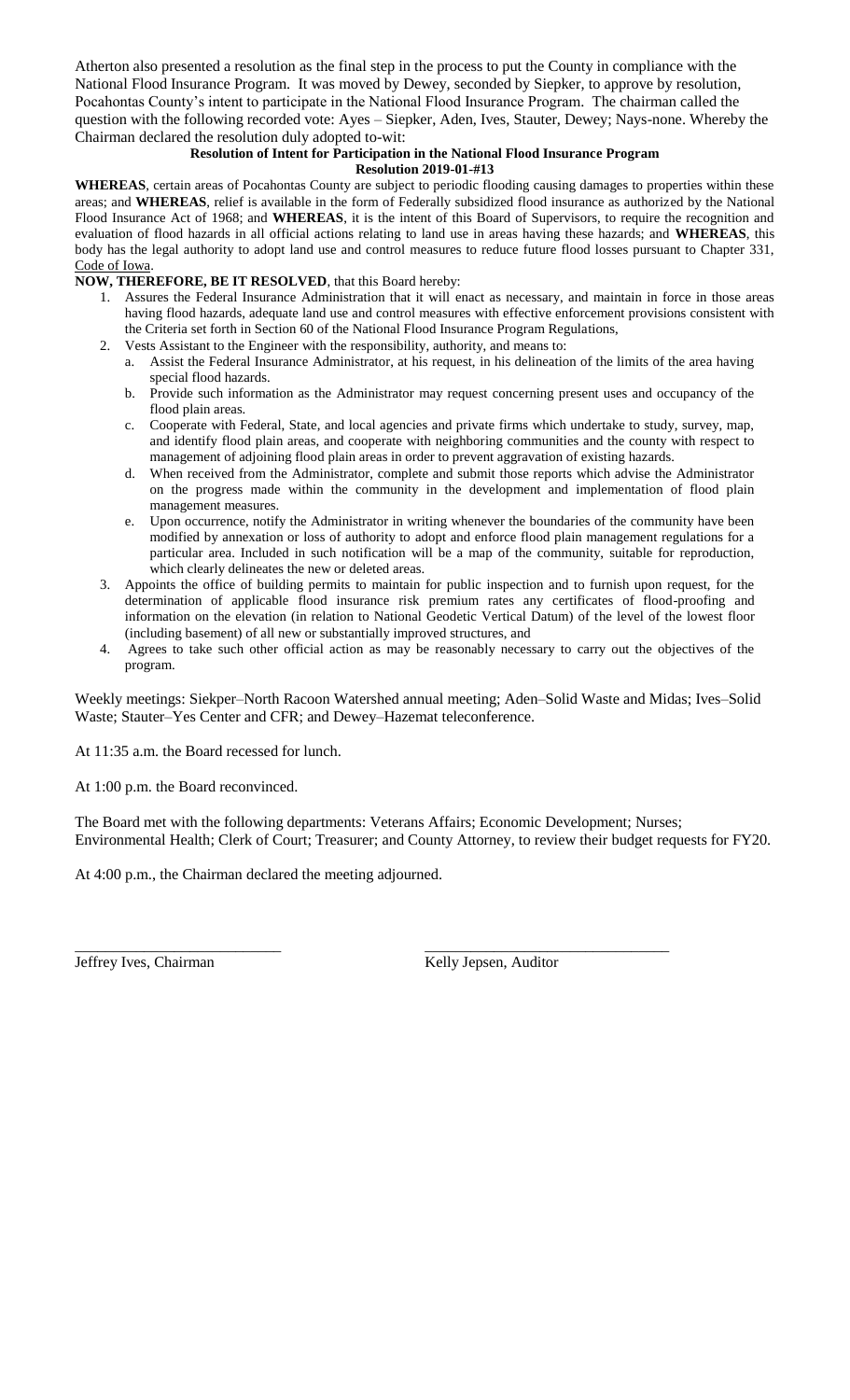Atherton also presented a resolution as the final step in the process to put the County in compliance with the National Flood Insurance Program. It was moved by Dewey, seconded by Siepker, to approve by resolution, Pocahontas County's intent to participate in the National Flood Insurance Program. The chairman called the question with the following recorded vote: Ayes – Siepker, Aden, Ives, Stauter, Dewey; Nays-none. Whereby the Chairman declared the resolution duly adopted to-wit:

**Resolution of Intent for Participation in the National Flood Insurance Program**
**Resolution 2019-01-#13**

**WHEREAS**, certain areas of Pocahontas County are subject to periodic flooding causing damages to properties within these areas; and **WHEREAS**, relief is available in the form of Federally subsidized flood insurance as authorized by the National Flood Insurance Act of 1968; and **WHEREAS**, it is the intent of this Board of Supervisors, to require the recognition and evaluation of flood hazards in all official actions relating to land use in areas having these hazards; and **WHEREAS**, this body has the legal authority to adopt land use and control measures to reduce future flood losses pursuant to Chapter 331, Code of Iowa.

**NOW, THEREFORE, BE IT RESOLVED**, that this Board hereby:

1. Assures the Federal Insurance Administration that it will enact as necessary, and maintain in force in those areas having flood hazards, adequate land use and control measures with effective enforcement provisions consistent with the Criteria set forth in Section 60 of the National Flood Insurance Program Regulations,
2. Vests Assistant to the Engineer with the responsibility, authority, and means to:
   a. Assist the Federal Insurance Administrator, at his request, in his delineation of the limits of the area having special flood hazards.
   b. Provide such information as the Administrator may request concerning present uses and occupancy of the flood plain areas.
   c. Cooperate with Federal, State, and local agencies and private firms which undertake to study, survey, map, and identify flood plain areas, and cooperate with neighboring communities and the county with respect to management of adjoining flood plain areas in order to prevent aggravation of existing hazards.
   d. When received from the Administrator, complete and submit those reports which advise the Administrator on the progress made within the community in the development and implementation of flood plain management measures.
   e. Upon occurrence, notify the Administrator in writing whenever the boundaries of the community have been modified by annexation or loss of authority to adopt and enforce flood plain management regulations for a particular area. Included in such notification will be a map of the community, suitable for reproduction, which clearly delineates the new or deleted areas.
3. Appoints the office of building permits to maintain for public inspection and to furnish upon request, for the determination of applicable flood insurance risk premium rates any certificates of flood-proofing and information on the elevation (in relation to National Geodetic Vertical Datum) of the level of the lowest floor (including basement) of all new or substantially improved structures, and
4. Agrees to take such other official action as may be reasonably necessary to carry out the objectives of the program.

Weekly meetings: Siekper–North Racoon Watershed annual meeting; Aden–Solid Waste and Midas; Ives–Solid Waste; Stauter–Yes Center and CFR; and Dewey–Hazemat teleconference.

At 11:35 a.m. the Board recessed for lunch.

At 1:00 p.m. the Board reconvinced.

The Board met with the following departments: Veterans Affairs; Economic Development; Nurses; Environmental Health; Clerk of Court; Treasurer; and County Attorney, to review their budget requests for FY20.

At 4:00 p.m., the Chairman declared the meeting adjourned.

\_\_\_\_\_\_\_\_\_\_\_\_\_\_\_\_\_\_\_\_\_\_\_\_\_\_ \_\_\_\_\_\_\_\_\_\_\_\_\_\_\_\_\_\_\_\_\_\_\_\_\_\_\_\_\_\_

Jeffrey Ives, Chairman Kelly Jepsen, Auditor